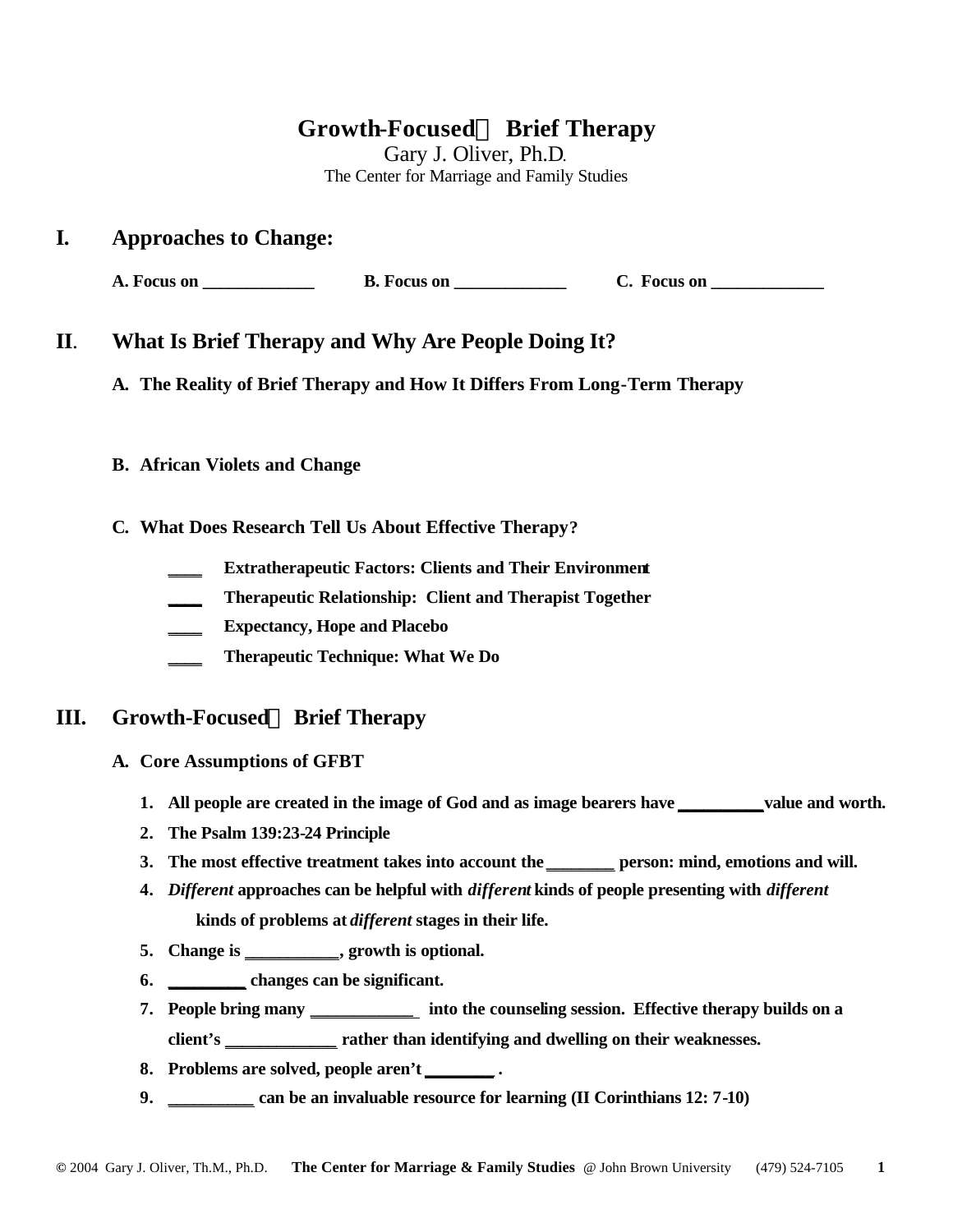# Growth-Focused Brief Therapy

Gary J. Oliver, Ph.D.
The Center for Marriage and Family Studies

## I. Approaches to Change:

**A. Focus on _____________ B. Focus on _____________ C. Focus on _____________**

## II. What Is Brief Therapy and Why Are People Doing It?

### A. The Reality of Brief Therapy and How It Differs From Long-Term Therapy

### B. African Violets and Change

### C. What Does Research Tell Us About Effective Therapy?

- **____ Extratherapeutic Factors: Clients and Their Environment**
- **____ Therapeutic Relationship: Client and Therapist Together**
- **____ Expectancy, Hope and Placebo**
- **____ Therapeutic Technique: What We Do**

## III. Growth-Focused Brief Therapy

### A. Core Assumptions of GFBT

1. **All people are created in the image of God and as image bearers have __________ value and worth.**
2. **The Psalm 139:23-24 Principle**
3. **The most effective treatment takes into account the ________ person: mind, emotions and will.**
4. ***Different* approaches can be helpful with *different* kinds of people presenting with *different* kinds of problems at *different* stages in their life.**
5. **Change is ___________, growth is optional.**
6. **_________ changes can be significant.**
7. **People bring many ____________ into the counseling session. Effective therapy builds on a client's _____________ rather than identifying and dwelling on their weaknesses.**
8. **Problems are solved, people aren't ________ .**
9. **__________ can be an invaluable resource for learning (II Corinthians 12: 7-10)**

© 2004 Gary J. Oliver, Th.M., Ph.D. **The Center for Marriage & Family Studies** @ John Brown University (479) 524-7105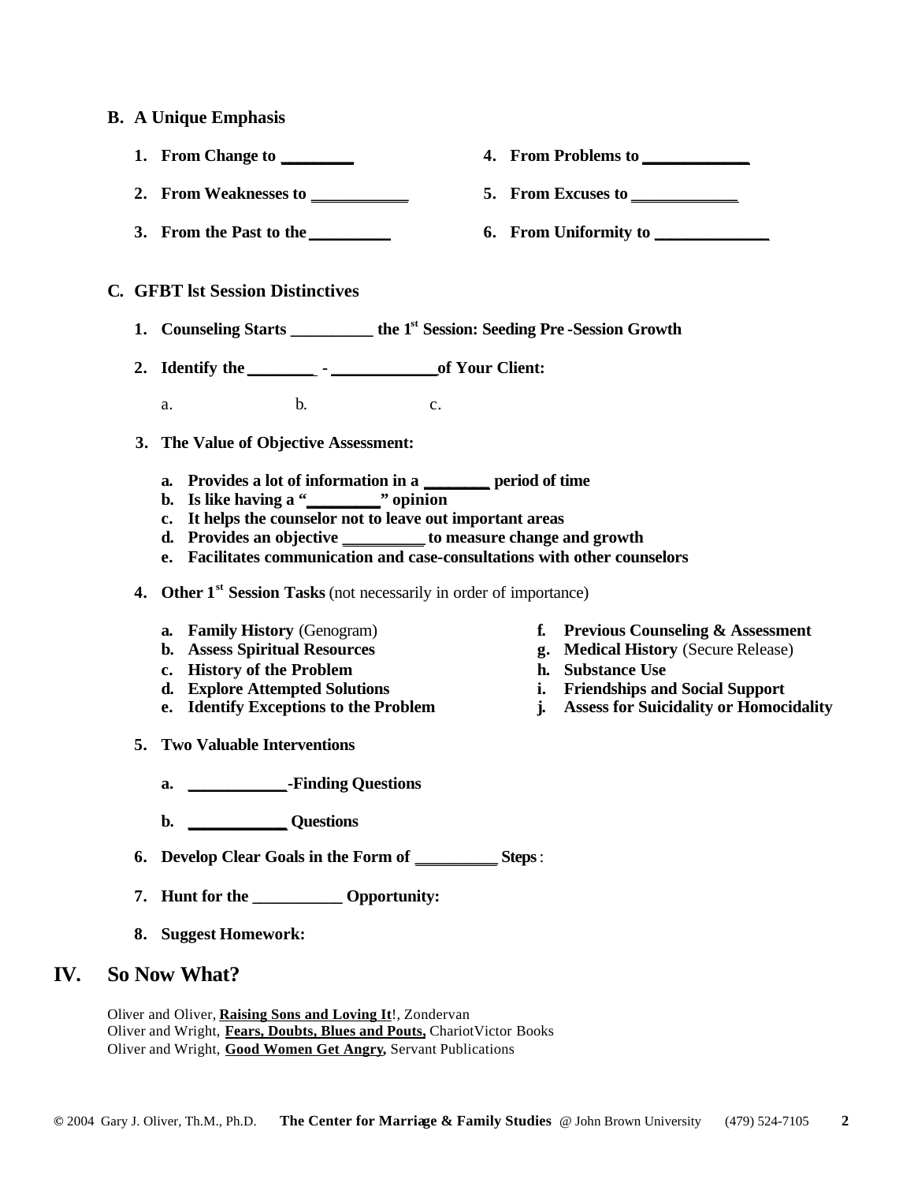### B. A Unique Emphasis

1. **From Change to ________**
2. **From Weaknesses to ___________**
3. **From the Past to the _________**
4. **From Problems to ____________**
5. **From Excuses to ____________**
6. **From Uniformity to _____________**

### C. GFBT lst Session Distinctives

1. **Counseling Starts __________ the 1st Session: Seeding Pre -Session Growth**
2. **Identify the ________ - ____________of Your Client:**

   a. b. c.

3. **The Value of Objective Assessment:**

   a. **Provides a lot of information in a ________ period of time**
   b. **Is like having a "________" opinion**
   c. **It helps the counselor not to leave out important areas**
   d. **Provides an objective _________ to measure change and growth**
   e. **Facilitates communication and case-consultations with other counselors**

4. **Other 1st Session Tasks** (not necessarily in order of importance)

   a. **Family History** (Genogram)
   b. **Assess Spiritual Resources**
   c. **History of the Problem**
   d. **Explore Attempted Solutions**
   e. **Identify Exceptions to the Problem**
   f. **Previous Counseling & Assessment**
   g. **Medical History** (Secure Release)
   h. **Substance Use**
   i. **Friendships and Social Support**
   j. **Assess for Suicidality or Homocidality**

5. **Two Valuable Interventions**

   a. **___________-Finding Questions**

   b. **___________ Questions**

6. **Develop Clear Goals in the Form of _________ Steps**:
7. **Hunt for the __________ Opportunity:**
8. **Suggest Homework:**

## IV. So Now What?

Oliver and Oliver, **Raising Sons and Loving It**!, Zondervan
Oliver and Wright, **Fears, Doubts, Blues and Pouts,** ChariotVictor Books
Oliver and Wright, **Good Women Get Angry,** Servant Publications

© 2004 Gary J. Oliver, Th.M., Ph.D. **The Center for Marriage & Family Studies** @ John Brown University (479) 524-7105